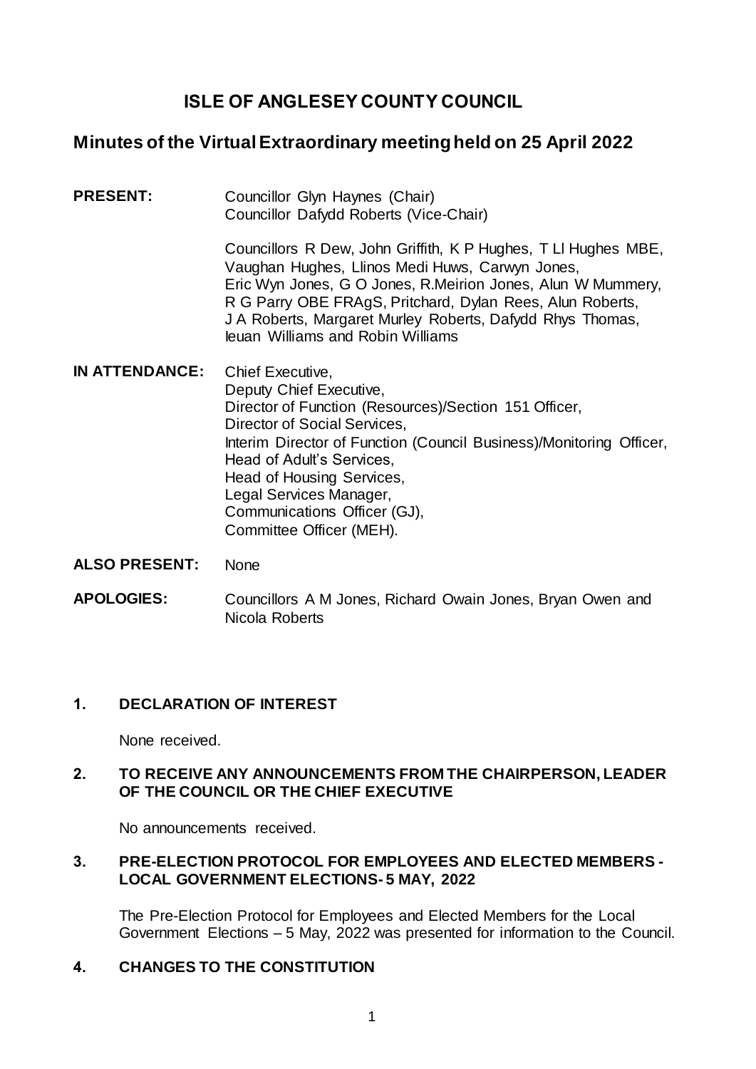# ISLE OF ANGLESEY COUNTY COUNCIL

## Minutes of the Virtual Extraordinary meeting held on 25 April 2022

**PRESENT:** Councillor Glyn Haynes (Chair)
Councillor Dafydd Roberts (Vice-Chair)

Councillors R Dew, John Griffith, K P Hughes, T Ll Hughes MBE, Vaughan Hughes, Llinos Medi Huws, Carwyn Jones, Eric Wyn Jones, G O Jones, R.Meirion Jones, Alun W Mummery, R G Parry OBE FRAgS, Pritchard, Dylan Rees, Alun Roberts, J A Roberts, Margaret Murley Roberts, Dafydd Rhys Thomas, Ieuan Williams and Robin Williams

**IN ATTENDANCE:** Chief Executive,
Deputy Chief Executive,
Director of Function (Resources)/Section 151 Officer,
Director of Social Services,
Interim Director of Function (Council Business)/Monitoring Officer,
Head of Adult's Services,
Head of Housing Services,
Legal Services Manager,
Communications Officer (GJ),
Committee Officer (MEH).

**ALSO PRESENT:** None

**APOLOGIES:** Councillors A M Jones, Richard Owain Jones, Bryan Owen and Nicola Roberts

**1. DECLARATION OF INTEREST**

None received.

**2. TO RECEIVE ANY ANNOUNCEMENTS FROM THE CHAIRPERSON, LEADER OF THE COUNCIL OR THE CHIEF EXECUTIVE**

No announcements received.

**3. PRE-ELECTION PROTOCOL FOR EMPLOYEES AND ELECTED MEMBERS - LOCAL GOVERNMENT ELECTIONS- 5 MAY, 2022**

The Pre-Election Protocol for Employees and Elected Members for the Local Government Elections – 5 May, 2022 was presented for information to the Council.

**4. CHANGES TO THE CONSTITUTION**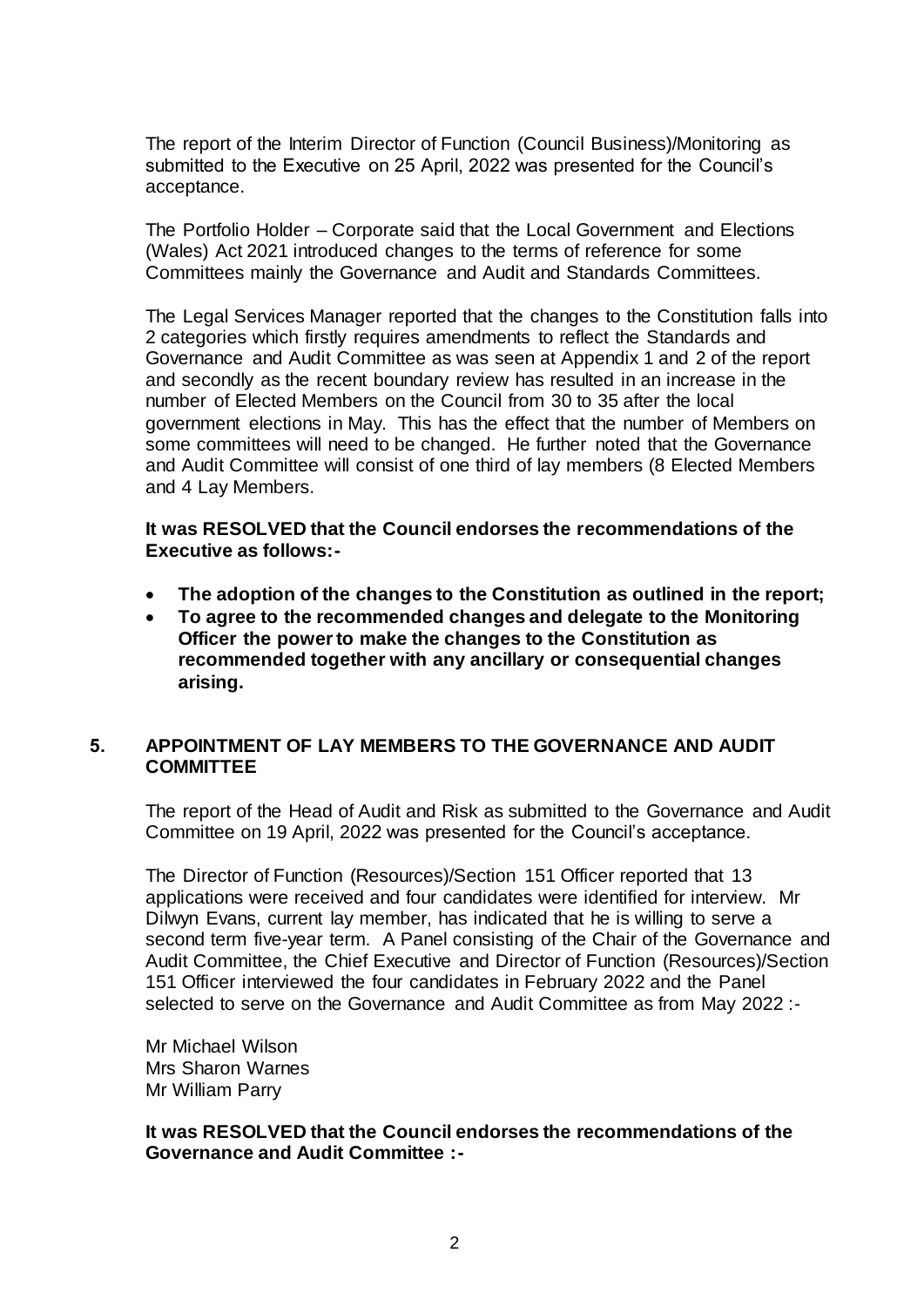The report of the Interim Director of Function (Council Business)/Monitoring as submitted to the Executive on 25 April, 2022 was presented for the Council's acceptance.

The Portfolio Holder – Corporate said that the Local Government and Elections (Wales) Act 2021 introduced changes to the terms of reference for some Committees mainly the Governance and Audit and Standards Committees.

The Legal Services Manager reported that the changes to the Constitution falls into 2 categories which firstly requires amendments to reflect the Standards and Governance and Audit Committee as was seen at Appendix 1 and 2 of the report and secondly as the recent boundary review has resulted in an increase in the number of Elected Members on the Council from 30 to 35 after the local government elections in May. This has the effect that the number of Members on some committees will need to be changed. He further noted that the Governance and Audit Committee will consist of one third of lay members (8 Elected Members and 4 Lay Members.

**It was RESOLVED that the Council endorses the recommendations of the Executive as follows:-**

- **The adoption of the changes to the Constitution as outlined in the report;**
- **To agree to the recommended changes and delegate to the Monitoring Officer the power to make the changes to the Constitution as recommended together with any ancillary or consequential changes arising.**

## 5. APPOINTMENT OF LAY MEMBERS TO THE GOVERNANCE AND AUDIT COMMITTEE

The report of the Head of Audit and Risk as submitted to the Governance and Audit Committee on 19 April, 2022 was presented for the Council's acceptance.

The Director of Function (Resources)/Section 151 Officer reported that 13 applications were received and four candidates were identified for interview. Mr Dilwyn Evans, current lay member, has indicated that he is willing to serve a second term five-year term. A Panel consisting of the Chair of the Governance and Audit Committee, the Chief Executive and Director of Function (Resources)/Section 151 Officer interviewed the four candidates in February 2022 and the Panel selected to serve on the Governance and Audit Committee as from May 2022 :-

Mr Michael Wilson
Mrs Sharon Warnes
Mr William Parry

**It was RESOLVED that the Council endorses the recommendations of the Governance and Audit Committee :-**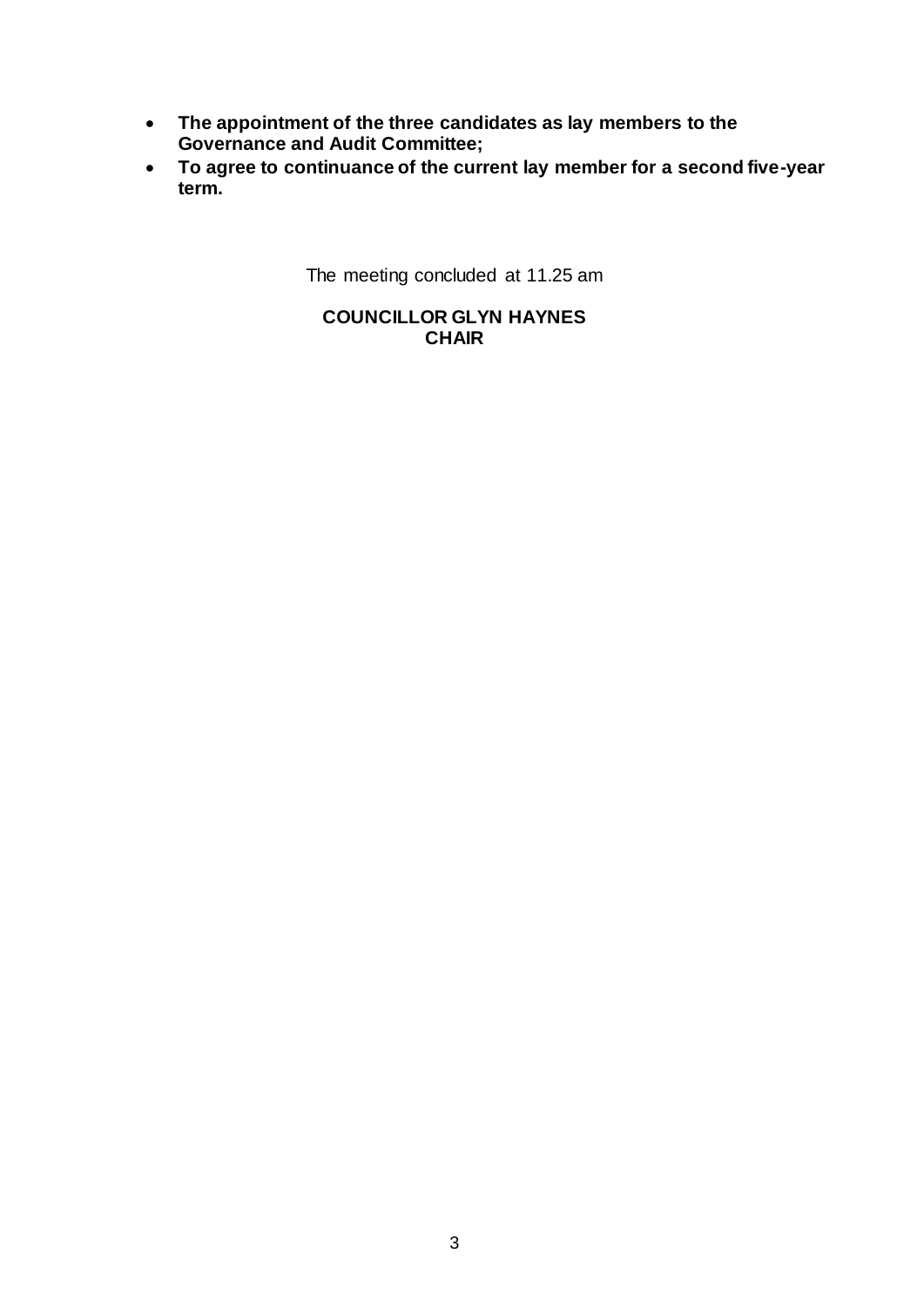- **The appointment of the three candidates as lay members to the Governance and Audit Committee;**
- **To agree to continuance of the current lay member for a second five-year term.**

The meeting concluded at 11.25 am

**COUNCILLOR GLYN HAYNES**
**CHAIR**